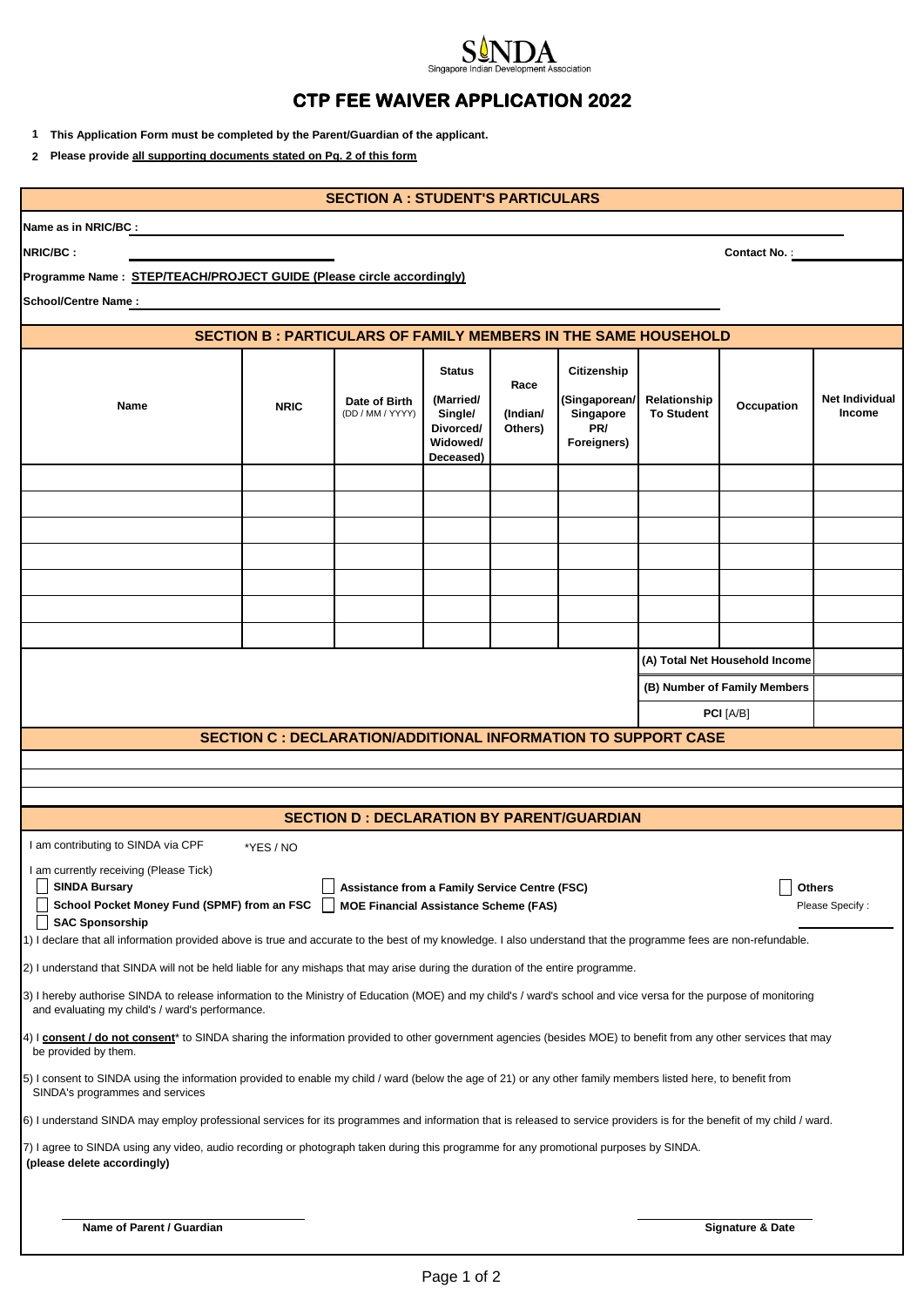SINDA
Singapore Indian Development Association

# CTP FEE WAIVER APPLICATION 2022

1. **This Application Form must be completed by the Parent/Guardian of the applicant.**
2. **Please provide all supporting documents stated on Pg. 2 of this form**

## SECTION A : STUDENT'S PARTICULARS

**Name as in NRIC/BC :** ____________________

**NRIC/BC :** ____________________ **Contact No. :** ____________________

**Programme Name : STEP/TEACH/PROJECT GUIDE (Please circle accordingly)**

**School/Centre Name :** ____________________

## SECTION B : PARTICULARS OF FAMILY MEMBERS IN THE SAME HOUSEHOLD

| Name | NRIC | Date of Birth (DD / MM / YYYY) | Status (Married/ Single/ Divorced/ Widowed/ Deceased) | Race (Indian/ Others) | Citizenship (Singaporean/ Singapore PR/ Foreigners) | Relationship To Student | Occupation | Net Individual Income |
|---|---|---|---|---|---|---|---|---|
| | | | | | | | | |
| | | | | | | | | |
| | | | | | | | | |
| | | | | | | | | |
| | | | | | | | | |
| | | | | | | | | |
| | | | | | | | | |
| | | | | | | | **(A) Total Net Household Income** | |
| | | | | | | | **(B) Number of Family Members** | |
| | | | | | | | **PCI** [A/B] | |

## SECTION C : DECLARATION/ADDITIONAL INFORMATION TO SUPPORT CASE

____________________

____________________

____________________

## SECTION D : DECLARATION BY PARENT/GUARDIAN

I am contributing to SINDA via CPF *YES / NO

I am currently receiving (Please Tick)

- ☐ **SINDA Bursary**
- ☐ **School Pocket Money Fund (SPMF) from an FSC**
- ☐ **SAC Sponsorship**
- ☐ **Assistance from a Family Service Centre (FSC)**
- ☐ **MOE Financial Assistance Scheme (FAS)**
- ☐ **Others** Please Specify : ____________________

1) I declare that all information provided above is true and accurate to the best of my knowledge. I also understand that the programme fees are non-refundable.

2) I understand that SINDA will not be held liable for any mishaps that may arise during the duration of the entire programme.

3) I hereby authorise SINDA to release information to the Ministry of Education (MOE) and my child's / ward's school and vice versa for the purpose of monitoring and evaluating my child's / ward's performance.

4) I **consent / do not consent*** to SINDA sharing the information provided to other government agencies (besides MOE) to benefit from any other services that may be provided by them.

5) I consent to SINDA using the information provided to enable my child / ward (below the age of 21) or any other family members listed here, to benefit from SINDA's programmes and services

6) I understand SINDA may employ professional services for its programmes and information that is released to service providers is for the benefit of my child / ward.

7) I agree to SINDA using any video, audio recording or photograph taken during this programme for any promotional purposes by SINDA.
**(please delete accordingly)**

____________________ ____________________

**Name of Parent / Guardian** **Signature & Date**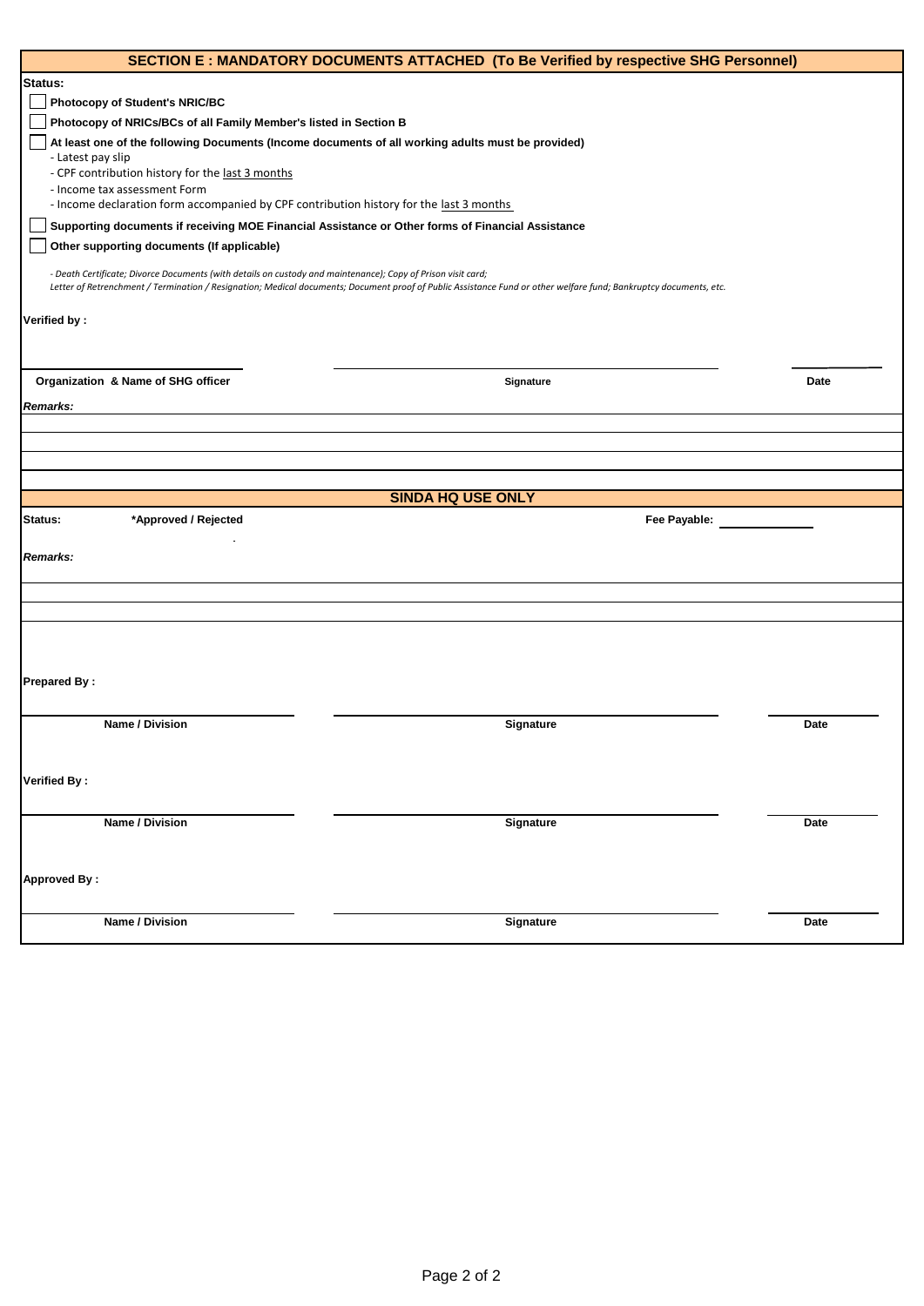## SECTION E : MANDATORY DOCUMENTS ATTACHED (To Be Verified by respective SHG Personnel)

**Status:**

- [ ] **Photocopy of Student's NRIC/BC**
- [ ] **Photocopy of NRICs/BCs of all Family Member's listed in Section B**
- [ ] **At least one of the following Documents (Income documents of all working adults must be provided)**
  - Latest pay slip
  - CPF contribution history for the last 3 months
  - Income tax assessment Form
  - Income declaration form accompanied by CPF contribution history for the last 3 months
- [ ] **Supporting documents if receiving MOE Financial Assistance or Other forms of Financial Assistance**
- [ ] **Other supporting documents (If applicable)**

*- Death Certificate; Divorce Documents (with details on custody and maintenance); Copy of Prison visit card;*
*Letter of Retrenchment / Termination / Resignation; Medical documents; Document proof of Public Assistance Fund or other welfare fund; Bankruptcy documents, etc.*

**Verified by :**

| | | |
|---|---|---|
| **Organization & Name of SHG officer** | **Signature** | **Date** |

***Remarks:***

## SINDA HQ USE ONLY

**Status:** **\*Approved / Rejected** **Fee Payable:** ____________

***Remarks:***

**Prepared By :**

| | | |
|---|---|---|
| **Name / Division** | **Signature** | **Date** |

**Verified By :**

| | | |
|---|---|---|
| **Name / Division** | **Signature** | **Date** |

**Approved By :**

| | | |
|---|---|---|
| **Name / Division** | **Signature** | **Date** |